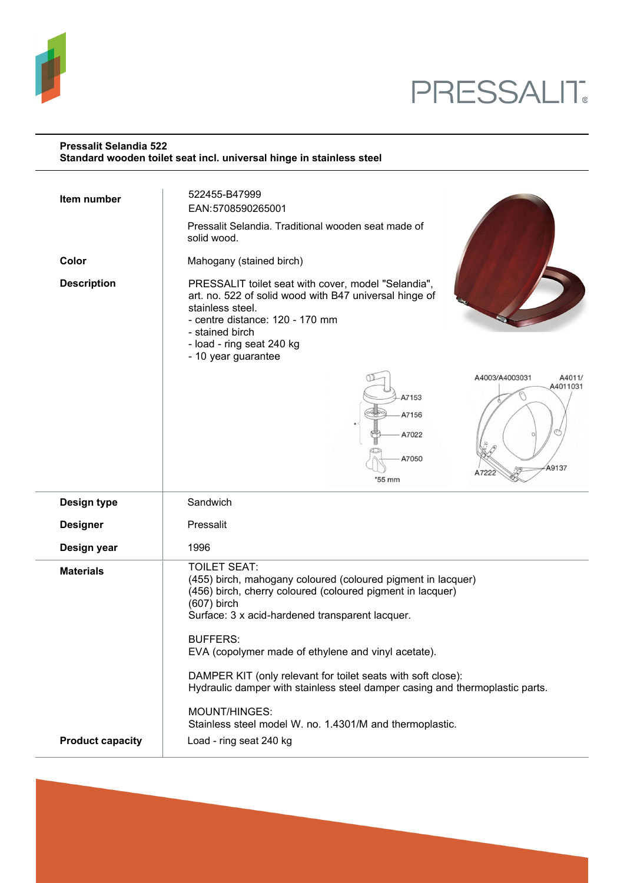**Pressalit Selandia 522**
**Standard wooden toilet seat incl. universal hinge in stainless steel**

| | |
|---|---|
| **Item number** | 522455-B47999<br>EAN:5708590265001<br>Pressalit Selandia. Traditional wooden seat made of solid wood. |
| **Color** | Mahogany (stained birch) |
| **Description** | PRESSALIT toilet seat with cover, model "Selandia", art. no. 522 of solid wood with B47 universal hinge of stainless steel.<br>- centre distance: 120 - 170 mm<br>- stained birch<br>- load - ring seat 240 kg<br>- 10 year guarantee |
| **Design type** | Sandwich |
| **Designer** | Pressalit |
| **Design year** | 1996 |
| **Materials** | TOILET SEAT:<br>(455) birch, mahogany coloured (coloured pigment in lacquer)<br>(456) birch, cherry coloured (coloured pigment in lacquer)<br>(607) birch<br>Surface: 3 x acid-hardened transparent lacquer.<br><br>BUFFERS:<br>EVA (copolymer made of ethylene and vinyl acetate).<br><br>DAMPER KIT (only relevant for toilet seats with soft close):<br>Hydraulic damper with stainless steel damper casing and thermoplastic parts.<br><br>MOUNT/HINGES:<br>Stainless steel model W. no. 1.4301/M and thermoplastic. |
| **Product capacity** | Load - ring seat 240 kg |

A7153
A7156
A7022
A7050
*55 mm

A4003/A4003031
A4011/A4011031
A7222
A9137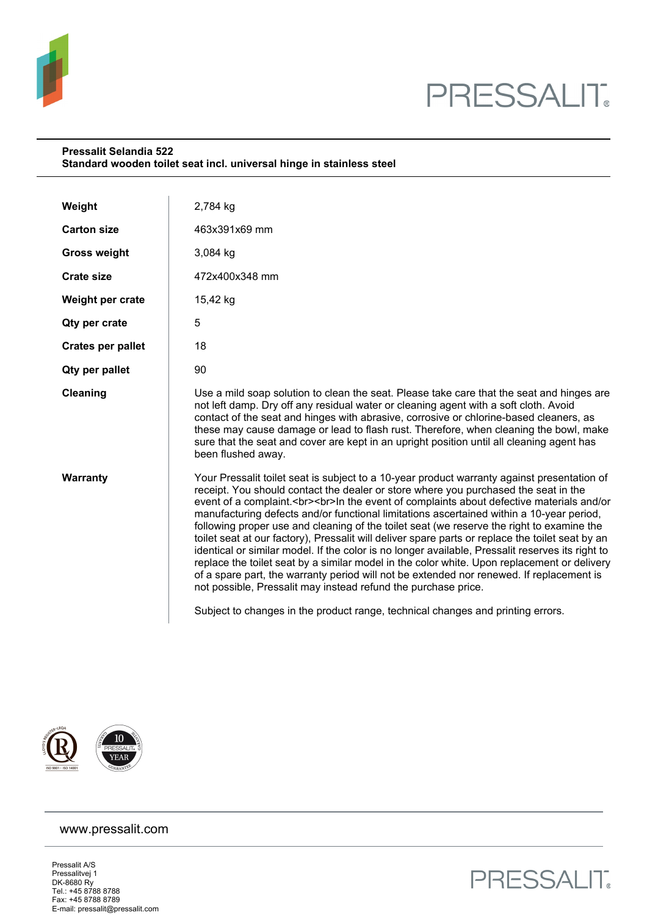**Pressalit Selandia 522**
**Standard wooden toilet seat incl. universal hinge in stainless steel**

| | |
|---|---|
| **Weight** | 2,784 kg |
| **Carton size** | 463x391x69 mm |
| **Gross weight** | 3,084 kg |
| **Crate size** | 472x400x348 mm |
| **Weight per crate** | 15,42 kg |
| **Qty per crate** | 5 |
| **Crates per pallet** | 18 |
| **Qty per pallet** | 90 |
| **Cleaning** | Use a mild soap solution to clean the seat. Please take care that the seat and hinges are not left damp. Dry off any residual water or cleaning agent with a soft cloth. Avoid contact of the seat and hinges with abrasive, corrosive or chlorine-based cleaners, as these may cause damage or lead to flash rust. Therefore, when cleaning the bowl, make sure that the seat and cover are kept in an upright position until all cleaning agent has been flushed away. |
| **Warranty** | Your Pressalit toilet seat is subject to a 10-year product warranty against presentation of receipt. You should contact the dealer or store where you purchased the seat in the event of a complaint.<br><br>In the event of complaints about defective materials and/or manufacturing defects and/or functional limitations ascertained within a 10-year period, following proper use and cleaning of the toilet seat (we reserve the right to examine the toilet seat at our factory), Pressalit will deliver spare parts or replace the toilet seat by an identical or similar model. If the color is no longer available, Pressalit reserves its right to replace the toilet seat by a similar model in the color white. Upon replacement or delivery of a spare part, the warranty period will not be extended nor renewed. If replacement is not possible, Pressalit may instead refund the purchase price.<br><br>Subject to changes in the product range, technical changes and printing errors. |

www.pressalit.com

Pressalit A/S
Pressalitvej 1
DK-8680 Ry
Tel.: +45 8788 8788
Fax: +45 8788 8789
E-mail: pressalit@pressalit.com